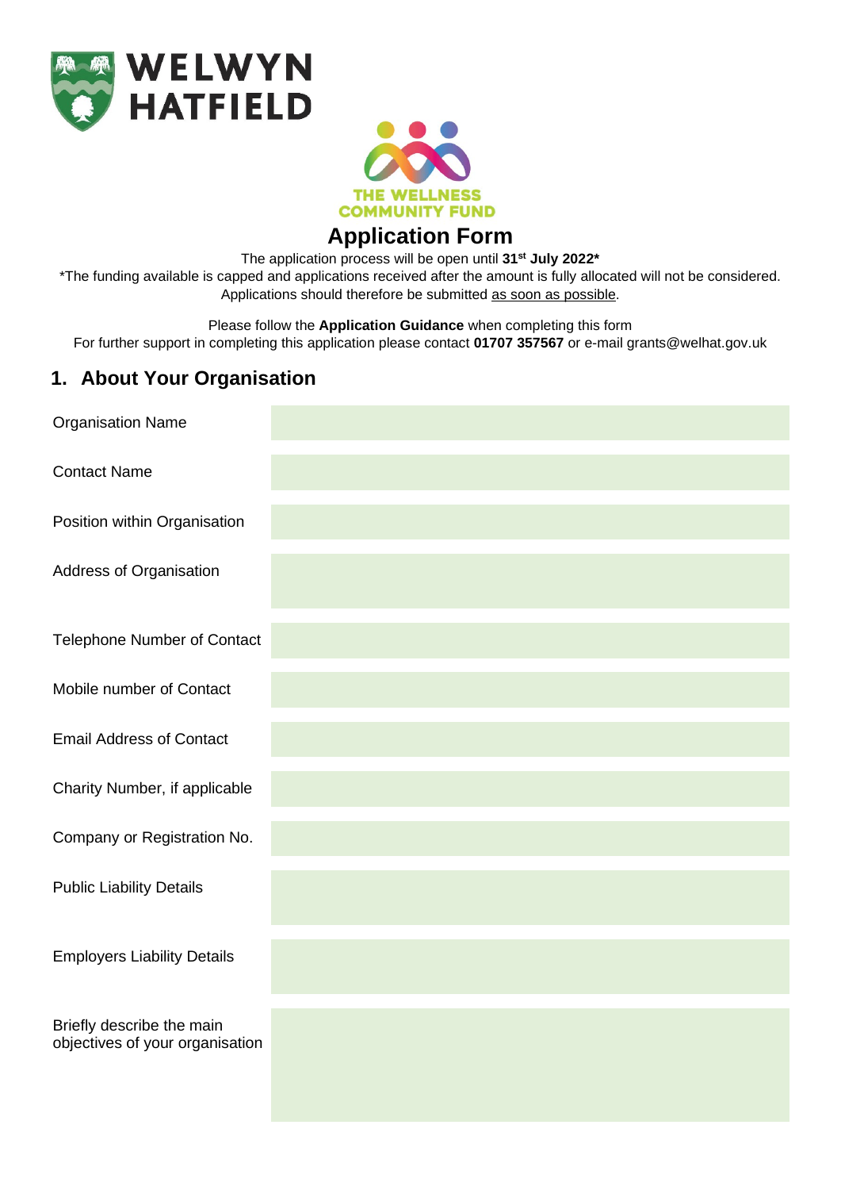WELWYN HATFIELD

THE WELLNESS COMMUNITY FUND

# Application Form

The application process will be open until **31st July 2022***

*The funding available is capped and applications received after the amount is fully allocated will not be considered. Applications should therefore be submitted as soon as possible.

Please follow the **Application Guidance** when completing this form

For further support in completing this application please contact **01707 357567** or e-mail grants@welhat.gov.uk

## 1. About Your Organisation

| | |
|---|---|
| Organisation Name | |
| Contact Name | |
| Position within Organisation | |
| Address of Organisation | |
| Telephone Number of Contact | |
| Mobile number of Contact | |
| Email Address of Contact | |
| Charity Number, if applicable | |
| Company or Registration No. | |
| Public Liability Details | |
| Employers Liability Details | |
| Briefly describe the main objectives of your organisation | |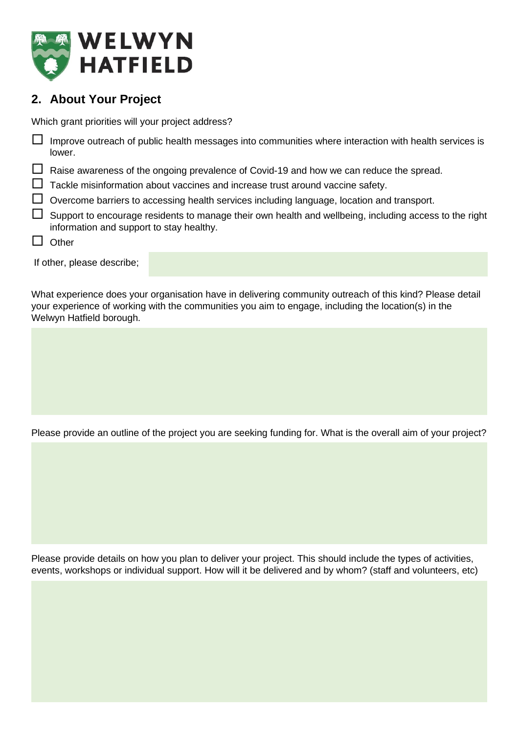WELWYN HATFIELD

## 2. About Your Project

Which grant priorities will your project address?

- ☐ Improve outreach of public health messages into communities where interaction with health services is lower.
- ☐ Raise awareness of the ongoing prevalence of Covid-19 and how we can reduce the spread.
- ☐ Tackle misinformation about vaccines and increase trust around vaccine safety.
- ☐ Overcome barriers to accessing health services including language, location and transport.
- ☐ Support to encourage residents to manage their own health and wellbeing, including access to the right information and support to stay healthy.
- ☐ Other

If other, please describe;

What experience does your organisation have in delivering community outreach of this kind? Please detail your experience of working with the communities you aim to engage, including the location(s) in the Welwyn Hatfield borough.

Please provide an outline of the project you are seeking funding for. What is the overall aim of your project?

Please provide details on how you plan to deliver your project. This should include the types of activities, events, workshops or individual support. How will it be delivered and by whom? (staff and volunteers, etc)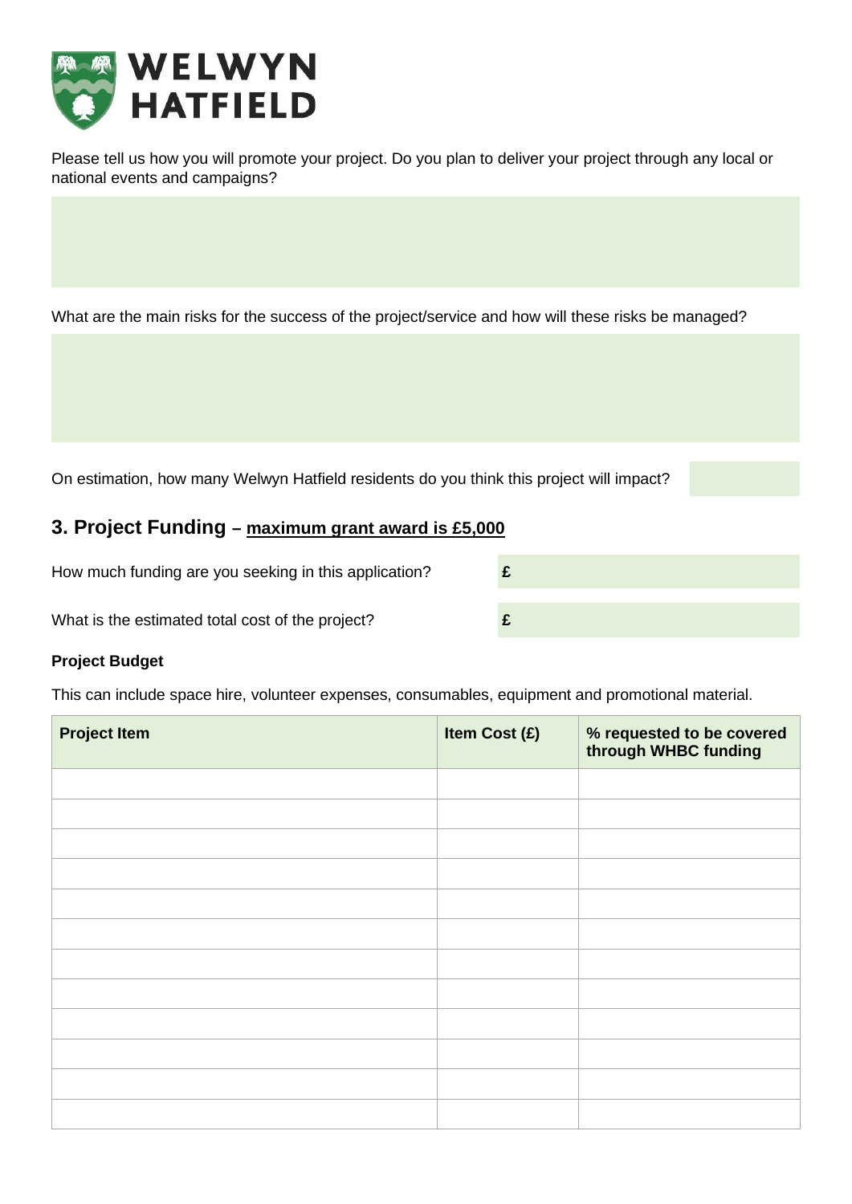Please tell us how you will promote your project. Do you plan to deliver your project through any local or national events and campaigns?

What are the main risks for the success of the project/service and how will these risks be managed?

On estimation, how many Welwyn Hatfield residents do you think this project will impact?

## 3. Project Funding – maximum grant award is £5,000

How much funding are you seeking in this application? **£**

What is the estimated total cost of the project? **£**

**Project Budget**

This can include space hire, volunteer expenses, consumables, equipment and promotional material.

| Project Item | Item Cost (£) | % requested to be covered through WHBC funding |
|---|---|---|
| | | |
| | | |
| | | |
| | | |
| | | |
| | | |
| | | |
| | | |
| | | |
| | | |
| | | |
| | | |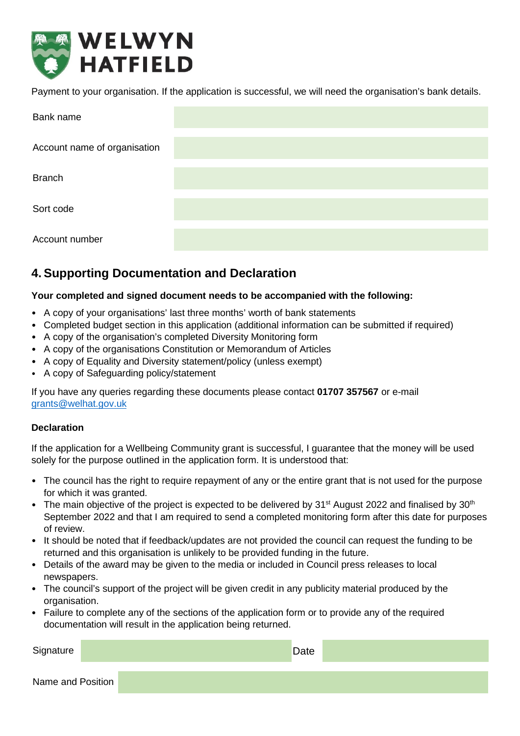Payment to your organisation. If the application is successful, we will need the organisation's bank details.

| | |
|---|---|
| Bank name | |
| Account name of organisation | |
| Branch | |
| Sort code | |
| Account number | |

## 4. Supporting Documentation and Declaration

**Your completed and signed document needs to be accompanied with the following:**

- A copy of your organisations' last three months' worth of bank statements
- Completed budget section in this application (additional information can be submitted if required)
- A copy of the organisation's completed Diversity Monitoring form
- A copy of the organisations Constitution or Memorandum of Articles
- A copy of Equality and Diversity statement/policy (unless exempt)
- A copy of Safeguarding policy/statement

If you have any queries regarding these documents please contact **01707 357567** or e-mail grants@welhat.gov.uk

**Declaration**

If the application for a Wellbeing Community grant is successful, I guarantee that the money will be used solely for the purpose outlined in the application form. It is understood that:

- The council has the right to require repayment of any or the entire grant that is not used for the purpose for which it was granted.
- The main objective of the project is expected to be delivered by 31st August 2022 and finalised by 30th September 2022 and that I am required to send a completed monitoring form after this date for purposes of review.
- It should be noted that if feedback/updates are not provided the council can request the funding to be returned and this organisation is unlikely to be provided funding in the future.
- Details of the award may be given to the media or included in Council press releases to local newspapers.
- The council's support of the project will be given credit in any publicity material produced by the organisation.
- Failure to complete any of the sections of the application form or to provide any of the required documentation will result in the application being returned.

| | | | |
|---|---|---|---|
| Signature | | Date | |
| Name and Position | | | |